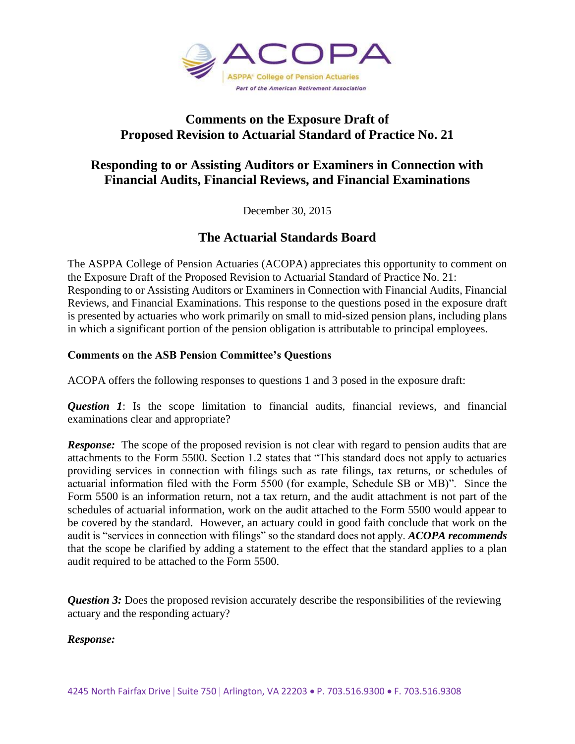ACOPA

ASPPA College of Pension Actuaries

*Part of the American Retirement Association*

# Comments on the Exposure Draft of Proposed Revision to Actuarial Standard of Practice No. 21

## Responding to or Assisting Auditors or Examiners in Connection with Financial Audits, Financial Reviews, and Financial Examinations

December 30, 2015

## The Actuarial Standards Board

The ASPPA College of Pension Actuaries (ACOPA) appreciates this opportunity to comment on the Exposure Draft of the Proposed Revision to Actuarial Standard of Practice No. 21: Responding to or Assisting Auditors or Examiners in Connection with Financial Audits, Financial Reviews, and Financial Examinations. This response to the questions posed in the exposure draft is presented by actuaries who work primarily on small to mid-sized pension plans, including plans in which a significant portion of the pension obligation is attributable to principal employees.

**Comments on the ASB Pension Committee's Questions**

ACOPA offers the following responses to questions 1 and 3 posed in the exposure draft:

***Question 1***: Is the scope limitation to financial audits, financial reviews, and financial examinations clear and appropriate?

***Response:*** The scope of the proposed revision is not clear with regard to pension audits that are attachments to the Form 5500. Section 1.2 states that "This standard does not apply to actuaries providing services in connection with filings such as rate filings, tax returns, or schedules of actuarial information filed with the Form 5500 (for example, Schedule SB or MB)". Since the Form 5500 is an information return, not a tax return, and the audit attachment is not part of the schedules of actuarial information, work on the audit attached to the Form 5500 would appear to be covered by the standard. However, an actuary could in good faith conclude that work on the audit is "services in connection with filings" so the standard does not apply. ***ACOPA recommends*** that the scope be clarified by adding a statement to the effect that the standard applies to a plan audit required to be attached to the Form 5500.

***Question 3:*** Does the proposed revision accurately describe the responsibilities of the reviewing actuary and the responding actuary?

***Response:***

4245 North Fairfax Drive | Suite 750 | Arlington, VA 22203 • P. 703.516.9300 • F. 703.516.9308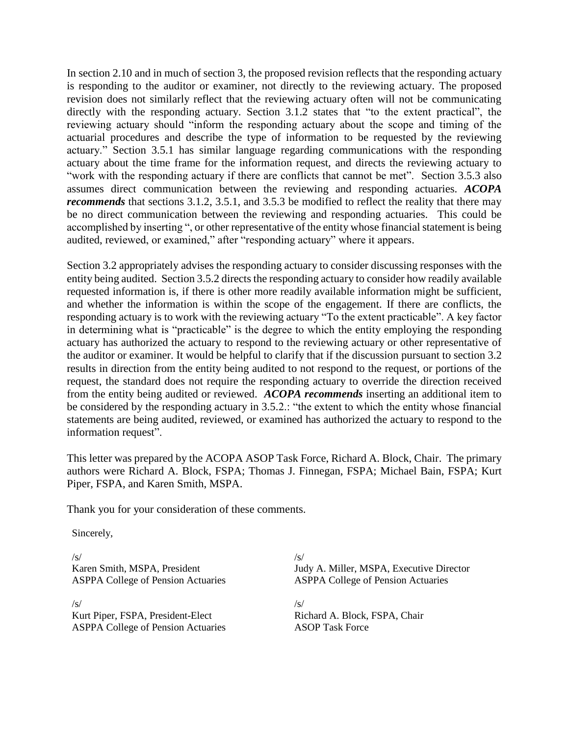In section 2.10 and in much of section 3, the proposed revision reflects that the responding actuary is responding to the auditor or examiner, not directly to the reviewing actuary. The proposed revision does not similarly reflect that the reviewing actuary often will not be communicating directly with the responding actuary. Section 3.1.2 states that "to the extent practical", the reviewing actuary should "inform the responding actuary about the scope and timing of the actuarial procedures and describe the type of information to be requested by the reviewing actuary." Section 3.5.1 has similar language regarding communications with the responding actuary about the time frame for the information request, and directs the reviewing actuary to "work with the responding actuary if there are conflicts that cannot be met". Section 3.5.3 also assumes direct communication between the reviewing and responding actuaries. ***ACOPA recommends*** that sections 3.1.2, 3.5.1, and 3.5.3 be modified to reflect the reality that there may be no direct communication between the reviewing and responding actuaries. This could be accomplished by inserting ", or other representative of the entity whose financial statement is being audited, reviewed, or examined," after "responding actuary" where it appears.

Section 3.2 appropriately advises the responding actuary to consider discussing responses with the entity being audited. Section 3.5.2 directs the responding actuary to consider how readily available requested information is, if there is other more readily available information might be sufficient, and whether the information is within the scope of the engagement. If there are conflicts, the responding actuary is to work with the reviewing actuary "To the extent practicable". A key factor in determining what is "practicable" is the degree to which the entity employing the responding actuary has authorized the actuary to respond to the reviewing actuary or other representative of the auditor or examiner. It would be helpful to clarify that if the discussion pursuant to section 3.2 results in direction from the entity being audited to not respond to the request, or portions of the request, the standard does not require the responding actuary to override the direction received from the entity being audited or reviewed. ***ACOPA recommends*** inserting an additional item to be considered by the responding actuary in 3.5.2.: "the extent to which the entity whose financial statements are being audited, reviewed, or examined has authorized the actuary to respond to the information request".

This letter was prepared by the ACOPA ASOP Task Force, Richard A. Block, Chair. The primary authors were Richard A. Block, FSPA; Thomas J. Finnegan, FSPA; Michael Bain, FSPA; Kurt Piper, FSPA, and Karen Smith, MSPA.

Thank you for your consideration of these comments.

Sincerely,

/s/
Karen Smith, MSPA, President
ASPPA College of Pension Actuaries

/s/
Judy A. Miller, MSPA, Executive Director
ASPPA College of Pension Actuaries

/s/
Kurt Piper, FSPA, President-Elect
ASPPA College of Pension Actuaries

/s/
Richard A. Block, FSPA, Chair
ASOP Task Force